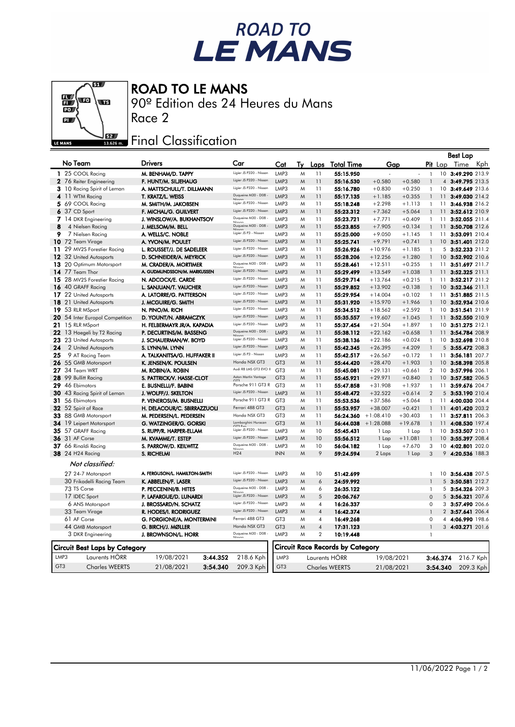# ROAD TO LE MANS

## ROAD TO LE MANS

90º Edition des 24 Heures du Mans

Race 2

### Final Classification

| No | Team | Drivers | Car | Cat | Ty | Laps | Total Time | Gap | | Pit | Best Lap Lap | Best Lap Time | Best Lap Kph |
|---|---|---|---|---|---|---|---|---|---|---|---|---|---|
| 1 | 25 COOL Racing | M. BENHAM/D. TAPPY | Ligier JS P320 - Nissan | LMP3 | M | 11 | 55:15.950 | - | - | 1 | 10 | 3:49.290 | 213.9 |
| 2 | 76 Reiter Engineering | F. HUNT/M. SILJEHAUG | Ligier JS P320 - Nissan | LMP3 | M | 11 | 55:16.530 | +0.580 | +0.580 | 1 | 4 | 3:49.795 | 213.5 |
| 3 | 10 Racing Spirit of Leman | A. MATTSCHULL/T. DILLMANN | Ligier JS P320 - Nissan | LMP3 | M | 11 | 55:16.780 | +0.830 | +0.250 | 1 | 10 | 3:49.649 | 213.6 |
| 4 | 11 WTM Racing | T. KRATZ/L. WEISS | Duqueine M30 - D08 - Nissan | LMP3 | M | 11 | 55:17.135 | +1.185 | +0.355 | 1 | 11 | 3:49.030 | 214.2 |
| 5 | 69 COOL Racing | M. SMITH/M. JAKOBSEN | Ligier JS P320 - Nissan | LMP3 | M | 11 | 55:18.248 | +2.298 | +1.113 | 1 | 11 | 3:46.938 | 216.2 |
| 6 | 37 CD Sport | F. MICHAL/G. GUILVERT | Ligier JS P320 - Nissan | LMP3 | M | 11 | 55:23.312 | +7.362 | +5.064 | 1 | 11 | 3:52.612 | 210.9 |
| 7 | 14 DKR Engineering | J. WINSLOW/A. BUKHANTSOV | Duqueine M30 - D08 - Nissan | LMP3 | M | 11 | 55:23.721 | +7.771 | +0.409 | 1 | 11 | 3:52.055 | 211.4 |
| 8 | 4 Nielsen Racing | J. MELSOM/M. BELL | Duqueine M30 - D08 - Nissan | LMP3 | M | 11 | 55:23.855 | +7.905 | +0.134 | 1 | 11 | 3:50.708 | 212.6 |
| 9 | 7 Nielsen Racing | A. WELLS/C. NOBLE | Ligier JS P3 - Nissan | LMP3 | M | 11 | 55:25.000 | +9.050 | +1.145 | 1 | 11 | 3:53.091 | 210.4 |
| 10 | 72 Team Virage | A. YVON/M. POULET | Ligier JS P320 - Nissan | LMP3 | M | 11 | 55:25.741 | +9.791 | +0.741 | 1 | 10 | 3:51.401 | 212.0 |
| 11 | 29 MV2S Forestier Racing | L. ROUSSET/J. DE SADELEER | Ligier JS P320 - Nissan | LMP3 | M | 11 | 55:26.926 | +10.976 | +1.185 | 1 | 5 | 3:52.233 | 211.2 |
| 12 | 32 United Autosports | D. SCHNEIDER/A. MEYRICK | Ligier JS P320 - Nissan | LMP3 | M | 11 | 55:28.206 | +12.256 | +1.280 | 1 | 10 | 3:52.902 | 210.6 |
| 13 | 20 Optimum Motorsport | M. CRADER/A. MORTIMER | Duqueine M30 - D08 - Nissan | LMP3 | M | 11 | 55:28.461 | +12.511 | +0.255 | 1 | 11 | 3:51.697 | 211.7 |
| 14 | 77 Team Thor | A. GUDMUNDSSON/M. MARKUSSEN | Ligier JS P320 - Nissan | LMP3 | M | 11 | 55:29.499 | +13.549 | +1.038 | 1 | 11 | 3:52.325 | 211.1 |
| 15 | 28 MV2S Forestier Racing | N. ADCOCK/E. CARDE | Ligier JS P320 - Nissan | LMP3 | M | 11 | 55:29.714 | +13.764 | +0.215 | 1 | 11 | 3:52.217 | 211.2 |
| 16 | 40 GRAFF Racing | L. SANJUAN/T. VAUCHER | Ligier JS P320 - Nissan | LMP3 | M | 11 | 55:29.852 | +13.902 | +0.138 | 1 | 10 | 3:52.346 | 211.1 |
| 17 | 22 United Autosports | A. LATORRE/G. PATTERSON | Ligier JS P320 - Nissan | LMP3 | M | 11 | 55:29.954 | +14.004 | +0.102 | 1 | 11 | 3:51.885 | 211.5 |
| 18 | 21 United Autosports | J. MCGUIRE/G. SMITH | Ligier JS P320 - Nissan | LMP3 | M | 11 | 55:31.920 | +15.970 | +1.966 | 1 | 10 | 3:52.934 | 210.6 |
| 19 | 53 RLR MSport | N. PINO/M. RICH | Ligier JS P320 - Nissan | LMP3 | M | 11 | 55:34.512 | +18.562 | +2.592 | 1 | 10 | 3:51.541 | 211.9 |
| 20 | 54 Inter Europol Competition | D. YOUNT/N. ABRAMCZYK | Ligier JS P320 - Nissan | LMP3 | M | 11 | 55:35.557 | +19.607 | +1.045 | 1 | 11 | 3:52.550 | 210.9 |
| 21 | 15 RLR MSport | H. FELBERMAYR JR/A. KAPADIA | Ligier JS P320 - Nissan | LMP3 | M | 11 | 55:37.454 | +21.504 | +1.897 | 1 | 10 | 3:51.275 | 212.1 |
| 22 | 13 Haegeli by T2 Racing | P. DECURTINS/M. BASSENG | Duqueine M30 - D08 - Nissan | LMP3 | M | 11 | 55:38.112 | +22.162 | +0.658 | 1 | 11 | 3:54.784 | 208.9 |
| 23 | 23 United Autosports | J. SCHAUERMAN/W. BOYD | Ligier JS P320 - Nissan | LMP3 | M | 11 | 55:38.136 | +22.186 | +0.024 | 1 | 10 | 3:52.698 | 210.8 |
| 24 | 2 United Autosports | S. LYNN/M. LYNN | Ligier JS P320 - Nissan | LMP3 | M | 11 | 55:42.345 | +26.395 | +4.209 | 1 | 5 | 3:55.472 | 208.3 |
| 25 | 9 AT Racing Team | A. TALKANITSA/G. HUFFAKER II | Ligier JS P3 - Nissan | LMP3 | M | 11 | 55:42.517 | +26.567 | +0.172 | 1 | 11 | 3:56.181 | 207.7 |
| 26 | 55 GMB Motorsport | K. JENSEN/K. POULSEN | Honda NSX GT3 | GT3 | M | 11 | 55:44.420 | +28.470 | +1.903 | 1 | 10 | 3:58.398 | 205.8 |
| 27 | 34 Team WRT | M. ROBIN/A. ROBIN | Audi R8 LMS GT3 EVO II | GT3 | M | 11 | 55:45.081 | +29.131 | +0.661 | 2 | 10 | 3:57.996 | 206.1 |
| 28 | 99 Bullitt Racing | S. PATTRICK/V. HASSE-CLOT | Aston Martin Vantage GT3 | GT3 | M | 11 | 55:45.921 | +29.971 | +0.840 | 1 | 10 | 3:57.582 | 206.5 |
| 29 | 46 Ebimotors | E. BUSNELLI/F. BABINI | Porsche 911 GT3 R | GT3 | M | 11 | 55:47.858 | +31.908 | +1.937 | 1 | 11 | 3:59.676 | 204.7 |
| 30 | 43 Racing Spirit of Leman | J. WOLFF/J. SKELTON | Ligier JS P320 - Nissan | LMP3 | M | 11 | 55:48.472 | +32.522 | +0.614 | 2 | 5 | 3:53.190 | 210.4 |
| 31 | 56 Ebimotors | P. VENEROSI/M. BUSNELLI | Porsche 911 GT3 R | GT3 | M | 11 | 55:53.536 | +37.586 | +5.064 | 1 | 11 | 4:00.030 | 204.4 |
| 32 | 52 Spirit of Race | H. DELACOUR/C. SBIRRAZZUOLI | Ferrari 488 GT3 | GT3 | M | 11 | 55:53.957 | +38.007 | +0.421 | 1 | 11 | 4:01.420 | 203.2 |
| 33 | 88 GMB Motorsport | M. PEDERSEN/L. PEDERSEN | Honda NSX GT3 | GT3 | M | 11 | 56:24.360 | +1:08.410 | +30.403 | 1 | 11 | 3:57.811 | 206.3 |
| 34 | 19 Leipert Motorsport | G. WATZINGER/G. GORSKI | Lamborghini Huracan GT3 Evo | GT3 | M | 11 | 56:44.038 | +1:28.088 | +19.678 | 1 | 11 | 4:08.530 | 197.4 |
| 35 | 57 GRAFF Racing | S. RUPP/R. HARPER-ELLAM | Ligier JS P320 - Nissan | LMP3 | M | 10 | 55:45.431 | 1 Lap | 1 Lap | 1 | 10 | 3:53.507 | 210.1 |
| 36 | 31 AF Corse | M. KVAMME/T. ESTEP | Ligier JS P320 - Nissan | LMP3 | M | 10 | 55:56.512 | 1 Lap | +11.081 | 1 | 10 | 3:55.397 | 208.4 |
| 37 | 66 Rinaldi Racing | S. PARROW/D. KEILWITZ | Duqueine M30 - D08 - Nissan | LMP3 | M | 10 | 56:04.182 | 1 Lap | +7.670 | 3 | 10 | 4:02.801 | 202.0 |
| 38 | 24 H24 Racing | S. RICHELMI | H24 | INN | M | 9 | 59:24.594 | 2 Laps | 1 Lap | 3 | 9 | 4:20.536 | 188.3 |
| | *Not classified:* | | | | | | | | | | | | |
| | 27 24-7 Motorsport | A. FERGUSON/L. HAMILTON-SMITH | Ligier JS P320 - Nissan | LMP3 | M | 10 | 51:42.699 | | | 1 | 10 | 3:56.438 | 207.5 |
| | 30 Frikadelli Racing Team | K. ABBELEN/F. LASER | Ligier JS P320 - Nissan | LMP3 | M | 6 | 24:59.992 | | | 1 | 5 | 3:50.581 | 212.7 |
| | 73 TS Corse | P. PECCENINI/B. HITES | Duqueine M30 - D08 - Nissan | LMP3 | M | 6 | 26:35.122 | | | 1 | 5 | 3:54.326 | 209.3 |
| | 17 IDEC Sport | P. LAFARGUE/D. LUNARDI | Ligier JS P320 - Nissan | LMP3 | M | 5 | 20:06.767 | | | 0 | 5 | 3:56.321 | 207.6 |
| | 6 ANS Motorsport | J. BROSSARD/N. SCHATZ | Ligier JS P320 - Nissan | LMP3 | M | 4 | 16:26.337 | | | 0 | 3 | 3:57.490 | 206.6 |
| | 33 Team Virage | R. HODES/I. RODRIGUEZ | Ligier JS P320 - Nissan | LMP3 | M | 4 | 16:42.374 | | | 1 | 2 | 3:57.641 | 206.4 |
| | 61 AF Corse | G. FORGIONE/A. MONTERMINI | Ferrari 488 GT3 | GT3 | M | 4 | 16:49.268 | | | 0 | 4 | 4:06.990 | 198.6 |
| | 44 GMB Motorsport | G. BIRCH/J. MØLLER | Honda NSX GT3 | GT3 | M | 4 | 17:31.123 | | | 1 | 3 | 4:03.271 | 201.6 |
| | 3 DKR Engineering | J. BROWNSON/L. HORR | Duqueine M30 - D08 - Nissan | LMP3 | M | 2 | 10:19.448 | | | 1 | | | |

**Circuit Best Laps by Category**

| Cat | Driver | Date | Time | Kph |
|---|---|---|---|---|
| LMP3 | Laurents HÖRR | 19/08/2021 | 3:44.352 | 218.6 Kph |
| GT3 | Charles WEERTS | 21/08/2021 | 3:54.340 | 209.3 Kph |

**Circuit Race Records by Category**

| Cat | Driver | Date | Time | Kph |
|---|---|---|---|---|
| LMP3 | Laurents HÖRR | 19/08/2021 | 3:46.374 | 216.7 Kph |
| GT3 | Charles WEERTS | 21/08/2021 | 3:54.340 | 209.3 Kph |

11/06/2022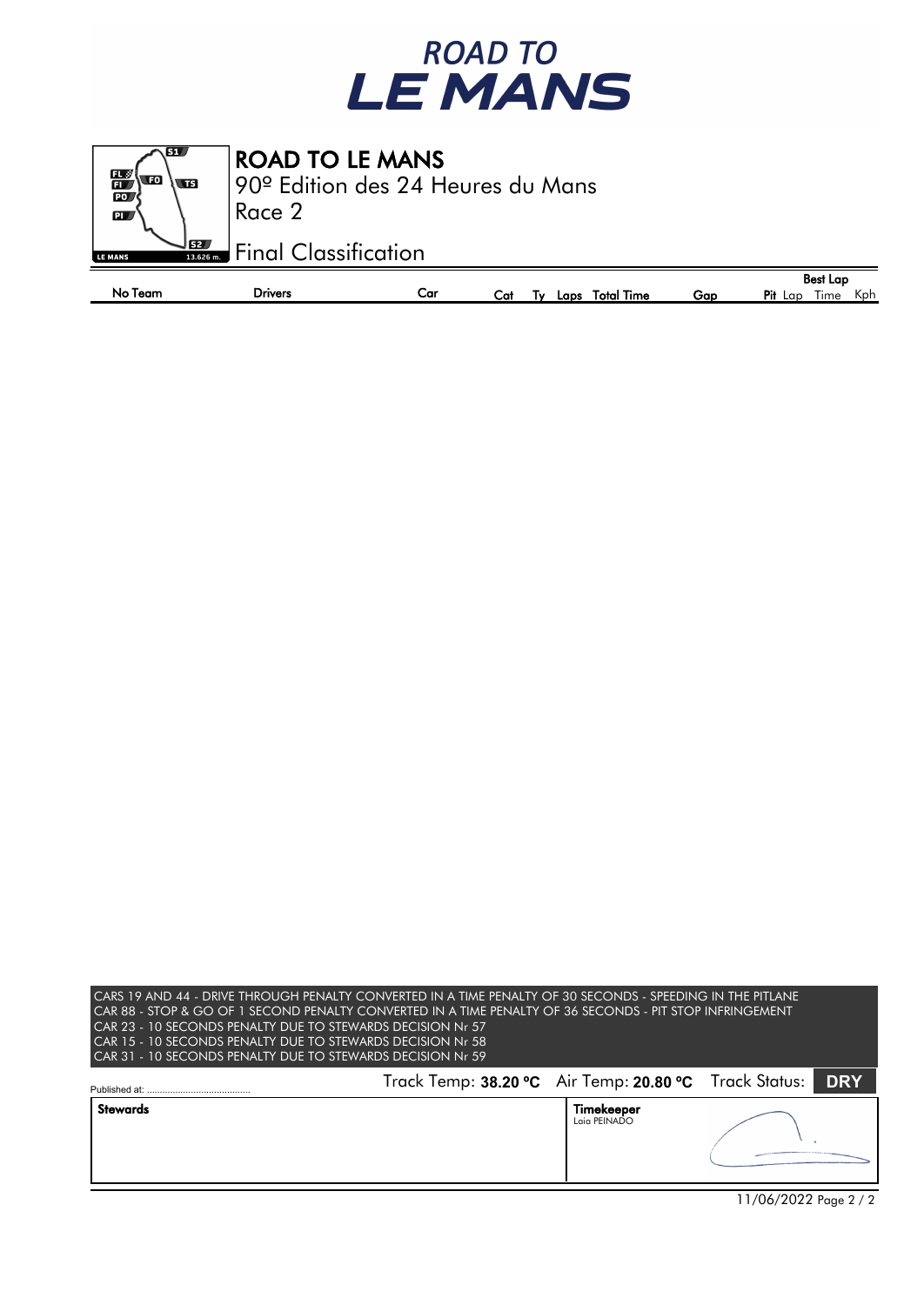# ROAD TO LE MANS

## ROAD TO LE MANS

90º Edition des 24 Heures du Mans

Race 2

Final Classification

| No | Team | Drivers | Car | Cat | Ty | Laps | Total Time | Gap | Pit | Best Lap Lap | Best Lap Time | Best Lap Kph |
|---|---|---|---|---|---|---|---|---|---|---|---|---|

CARS 19 AND 44 - DRIVE THROUGH PENALTY CONVERTED IN A TIME PENALTY OF 30 SECONDS - SPEEDING IN THE PITLANE
CAR 88 - STOP & GO OF 1 SECOND PENALTY CONVERTED IN A TIME PENALTY OF 36 SECONDS - PIT STOP INFRINGEMENT
CAR 23 - 10 SECONDS PENALTY DUE TO STEWARDS DECISION Nr 57
CAR 15 - 10 SECONDS PENALTY DUE TO STEWARDS DECISION Nr 58
CAR 31 - 10 SECONDS PENALTY DUE TO STEWARDS DECISION Nr 59

Published at: ........................................

Track Temp: **38.20 ºC** Air Temp: **20.80 ºC** Track Status: **DRY**

| Stewards | Timekeeper |
|---|---|
| | Laia PEINADO |

11/06/2022